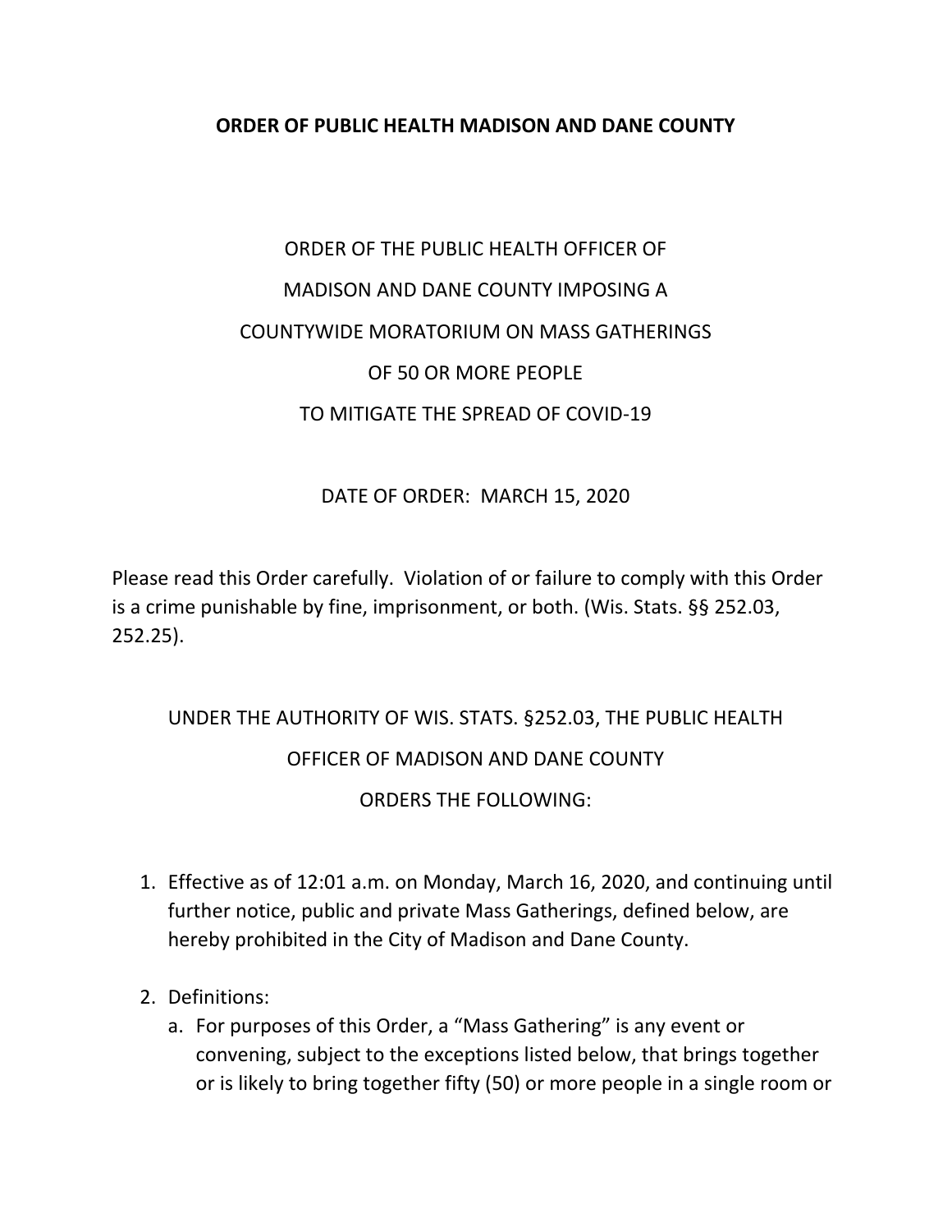# ORDER OF PUBLIC HEALTH MADISON AND DANE COUNTY

ORDER OF THE PUBLIC HEALTH OFFICER OF
MADISON AND DANE COUNTY IMPOSING A
COUNTYWIDE MORATORIUM ON MASS GATHERINGS
OF 50 OR MORE PEOPLE
TO MITIGATE THE SPREAD OF COVID-19

DATE OF ORDER: MARCH 15, 2020

Please read this Order carefully. Violation of or failure to comply with this Order is a crime punishable by fine, imprisonment, or both. (Wis. Stats. §§ 252.03, 252.25).

UNDER THE AUTHORITY OF WIS. STATS. §252.03, THE PUBLIC HEALTH
OFFICER OF MADISON AND DANE COUNTY
ORDERS THE FOLLOWING:

1. Effective as of 12:01 a.m. on Monday, March 16, 2020, and continuing until further notice, public and private Mass Gatherings, defined below, are hereby prohibited in the City of Madison and Dane County.

2. Definitions:
   a. For purposes of this Order, a "Mass Gathering" is any event or convening, subject to the exceptions listed below, that brings together or is likely to bring together fifty (50) or more people in a single room or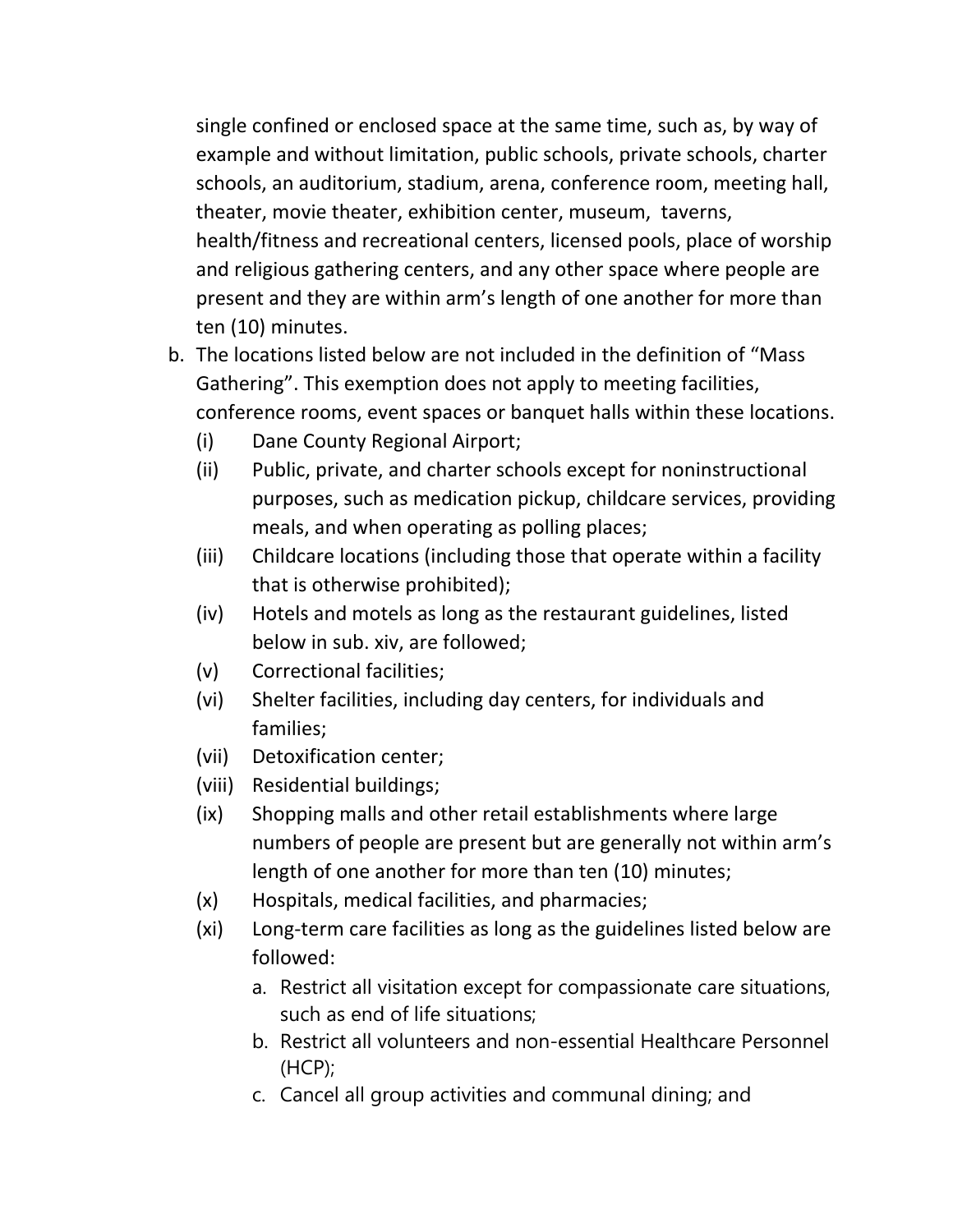single confined or enclosed space at the same time, such as, by way of example and without limitation, public schools, private schools, charter schools, an auditorium, stadium, arena, conference room, meeting hall, theater, movie theater, exhibition center, museum, taverns, health/fitness and recreational centers, licensed pools, place of worship and religious gathering centers, and any other space where people are present and they are within arm's length of one another for more than ten (10) minutes.

b. The locations listed below are not included in the definition of "Mass Gathering". This exemption does not apply to meeting facilities, conference rooms, event spaces or banquet halls within these locations.

    (i) Dane County Regional Airport;

    (ii) Public, private, and charter schools except for noninstructional purposes, such as medication pickup, childcare services, providing meals, and when operating as polling places;

    (iii) Childcare locations (including those that operate within a facility that is otherwise prohibited);

    (iv) Hotels and motels as long as the restaurant guidelines, listed below in sub. xiv, are followed;

    (v) Correctional facilities;

    (vi) Shelter facilities, including day centers, for individuals and families;

    (vii) Detoxification center;

    (viii) Residential buildings;

    (ix) Shopping malls and other retail establishments where large numbers of people are present but are generally not within arm's length of one another for more than ten (10) minutes;

    (x) Hospitals, medical facilities, and pharmacies;

    (xi) Long-term care facilities as long as the guidelines listed below are followed:

        a. Restrict all visitation except for compassionate care situations, such as end of life situations;

        b. Restrict all volunteers and non-essential Healthcare Personnel (HCP);

        c. Cancel all group activities and communal dining; and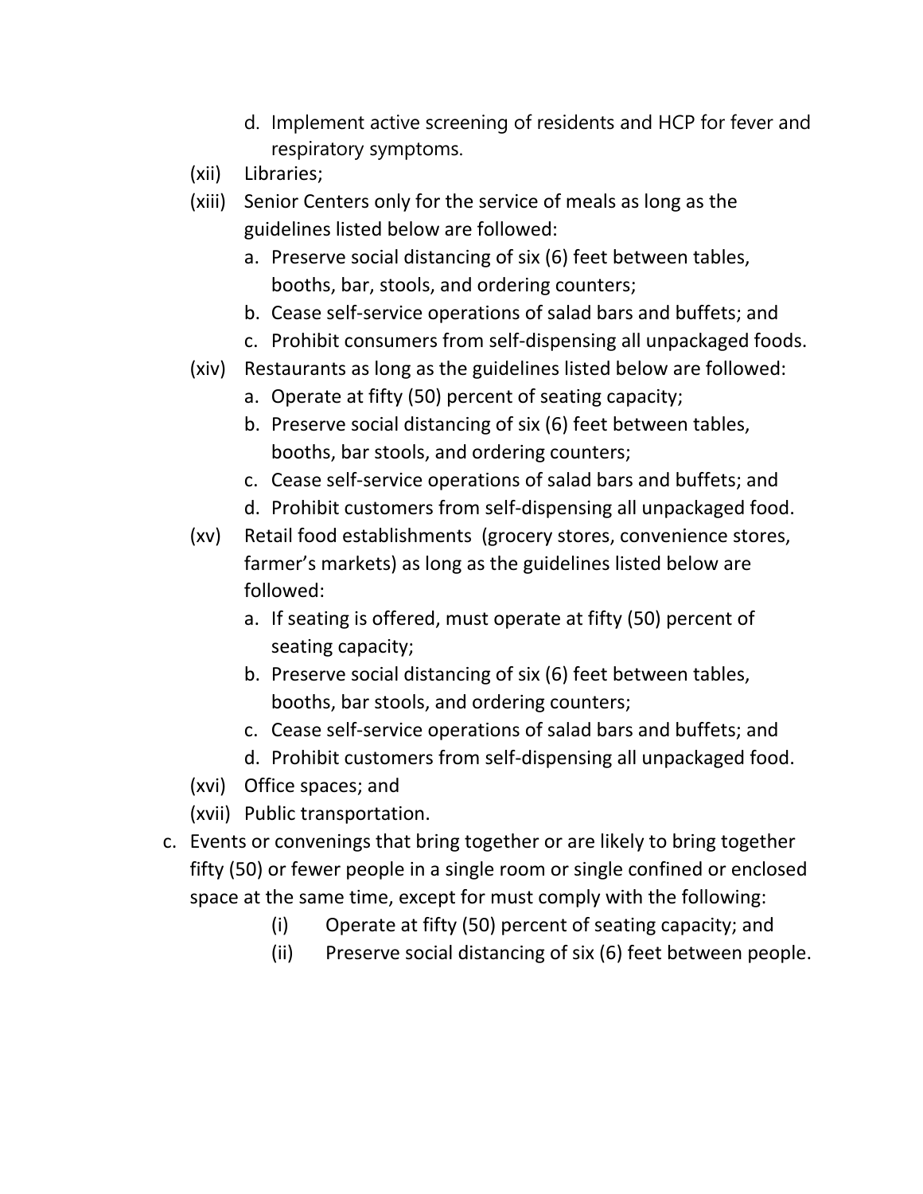d. Implement active screening of residents and HCP for fever and respiratory symptoms.

(xii) Libraries;

(xiii) Senior Centers only for the service of meals as long as the guidelines listed below are followed:

   a. Preserve social distancing of six (6) feet between tables, booths, bar, stools, and ordering counters;
   b. Cease self-service operations of salad bars and buffets; and
   c. Prohibit consumers from self-dispensing all unpackaged foods.

(xiv) Restaurants as long as the guidelines listed below are followed:

   a. Operate at fifty (50) percent of seating capacity;
   b. Preserve social distancing of six (6) feet between tables, booths, bar stools, and ordering counters;
   c. Cease self-service operations of salad bars and buffets; and
   d. Prohibit customers from self-dispensing all unpackaged food.

(xv) Retail food establishments (grocery stores, convenience stores, farmer's markets) as long as the guidelines listed below are followed:

   a. If seating is offered, must operate at fifty (50) percent of seating capacity;
   b. Preserve social distancing of six (6) feet between tables, booths, bar stools, and ordering counters;
   c. Cease self-service operations of salad bars and buffets; and
   d. Prohibit customers from self-dispensing all unpackaged food.

(xvi) Office spaces; and

(xvii) Public transportation.

c. Events or convenings that bring together or are likely to bring together fifty (50) or fewer people in a single room or single confined or enclosed space at the same time, except for must comply with the following:

   (i) Operate at fifty (50) percent of seating capacity; and

   (ii) Preserve social distancing of six (6) feet between people.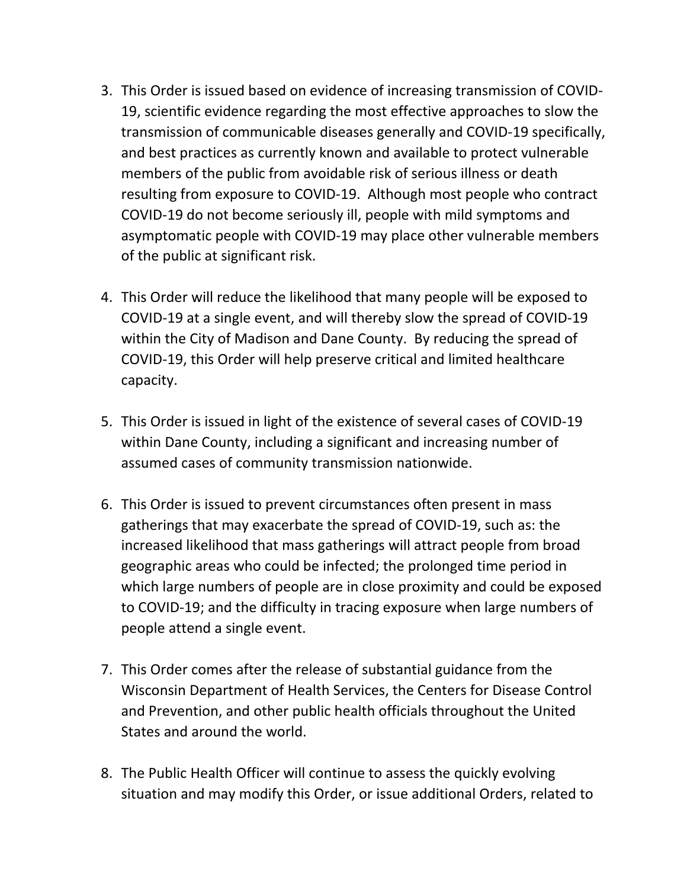3. This Order is issued based on evidence of increasing transmission of COVID-19, scientific evidence regarding the most effective approaches to slow the transmission of communicable diseases generally and COVID-19 specifically, and best practices as currently known and available to protect vulnerable members of the public from avoidable risk of serious illness or death resulting from exposure to COVID-19. Although most people who contract COVID-19 do not become seriously ill, people with mild symptoms and asymptomatic people with COVID-19 may place other vulnerable members of the public at significant risk.

4. This Order will reduce the likelihood that many people will be exposed to COVID-19 at a single event, and will thereby slow the spread of COVID-19 within the City of Madison and Dane County. By reducing the spread of COVID-19, this Order will help preserve critical and limited healthcare capacity.

5. This Order is issued in light of the existence of several cases of COVID-19 within Dane County, including a significant and increasing number of assumed cases of community transmission nationwide.

6. This Order is issued to prevent circumstances often present in mass gatherings that may exacerbate the spread of COVID-19, such as: the increased likelihood that mass gatherings will attract people from broad geographic areas who could be infected; the prolonged time period in which large numbers of people are in close proximity and could be exposed to COVID-19; and the difficulty in tracing exposure when large numbers of people attend a single event.

7. This Order comes after the release of substantial guidance from the Wisconsin Department of Health Services, the Centers for Disease Control and Prevention, and other public health officials throughout the United States and around the world.

8. The Public Health Officer will continue to assess the quickly evolving situation and may modify this Order, or issue additional Orders, related to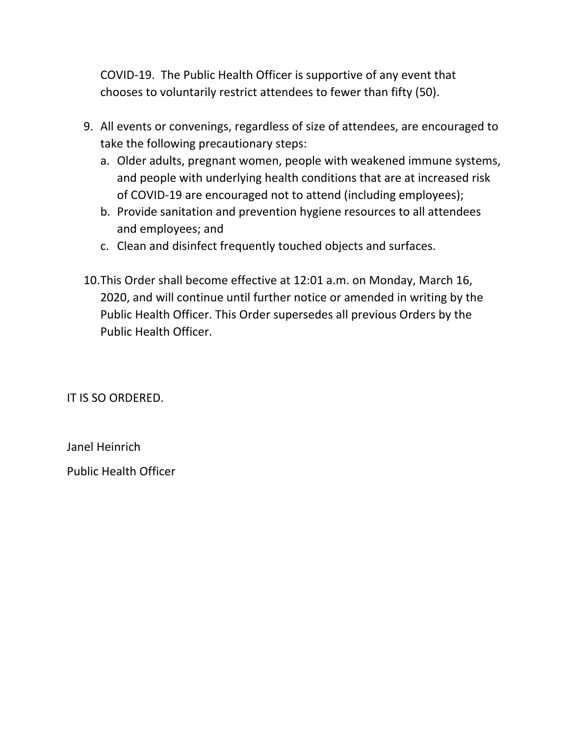COVID-19. The Public Health Officer is supportive of any event that chooses to voluntarily restrict attendees to fewer than fifty (50).

9. All events or convenings, regardless of size of attendees, are encouraged to take the following precautionary steps:
   a. Older adults, pregnant women, people with weakened immune systems, and people with underlying health conditions that are at increased risk of COVID-19 are encouraged not to attend (including employees);
   b. Provide sanitation and prevention hygiene resources to all attendees and employees; and
   c. Clean and disinfect frequently touched objects and surfaces.

10. This Order shall become effective at 12:01 a.m. on Monday, March 16, 2020, and will continue until further notice or amended in writing by the Public Health Officer. This Order supersedes all previous Orders by the Public Health Officer.

IT IS SO ORDERED.

Janel Heinrich

Public Health Officer